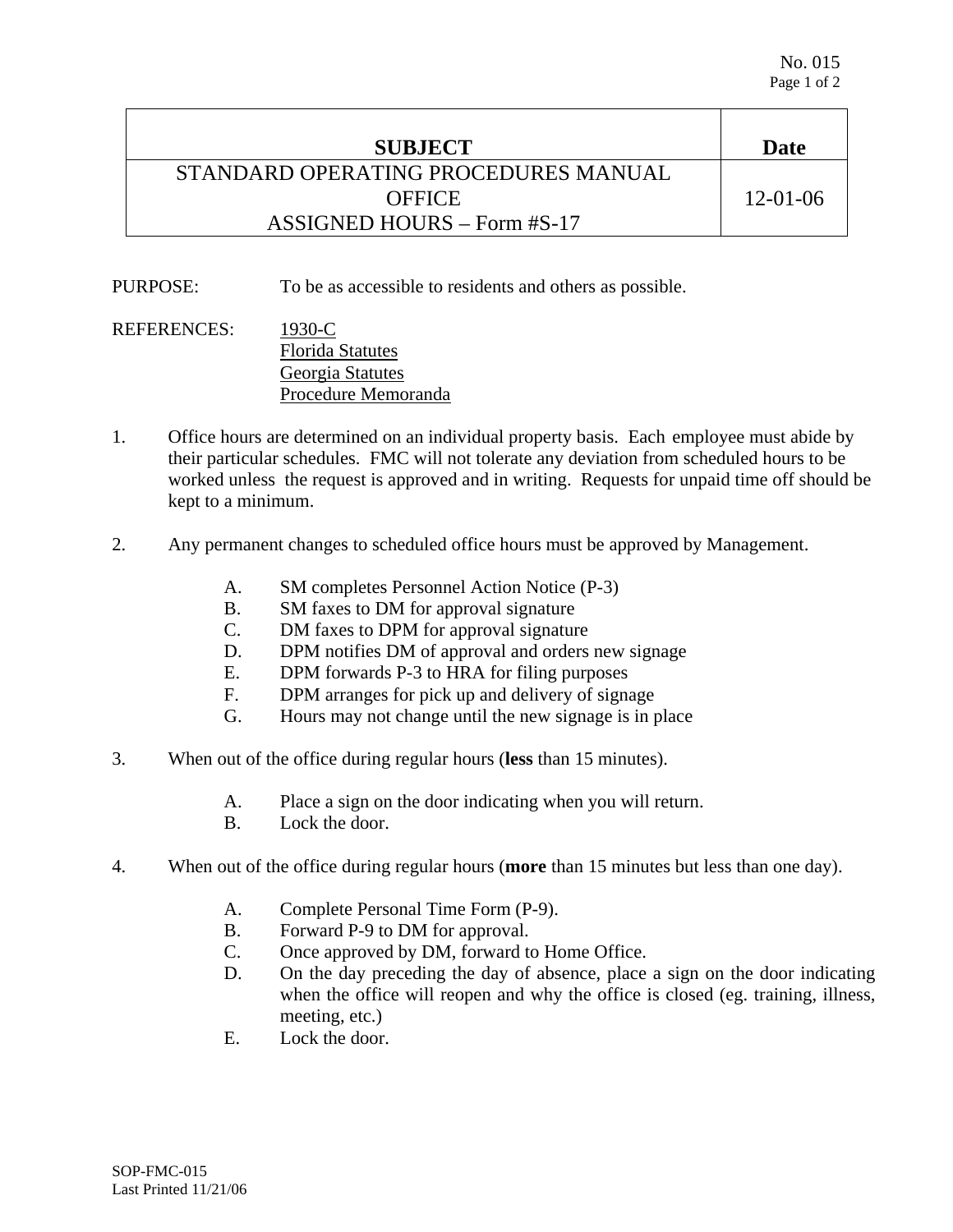No. 015

| SUBJECT | Date |
|---|---|
| STANDARD OPERATING PROCEDURES MANUAL<br>OFFICE<br>ASSIGNED HOURS – Form #S-17 | 12-01-06 |

PURPOSE: To be as accessible to residents and others as possible.

REFERENCES: <u>1930-C</u>
<u>Florida Statutes</u>
<u>Georgia Statutes</u>
<u>Procedure Memoranda</u>

1. Office hours are determined on an individual property basis. Each employee must abide by their particular schedules. FMC will not tolerate any deviation from scheduled hours to be worked unless the request is approved and in writing. Requests for unpaid time off should be kept to a minimum.

2. Any permanent changes to scheduled office hours must be approved by Management.

   A. SM completes Personnel Action Notice (P-3)
   B. SM faxes to DM for approval signature
   C. DM faxes to DPM for approval signature
   D. DPM notifies DM of approval and orders new signage
   E. DPM forwards P-3 to HRA for filing purposes
   F. DPM arranges for pick up and delivery of signage
   G. Hours may not change until the new signage is in place

3. When out of the office during regular hours (**less** than 15 minutes).

   A. Place a sign on the door indicating when you will return.
   B. Lock the door.

4. When out of the office during regular hours (**more** than 15 minutes but less than one day).

   A. Complete Personal Time Form (P-9).
   B. Forward P-9 to DM for approval.
   C. Once approved by DM, forward to Home Office.
   D. On the day preceding the day of absence, place a sign on the door indicating when the office will reopen and why the office is closed (eg. training, illness, meeting, etc.)
   E. Lock the door.

SOP-FMC-015
Last Printed 11/21/06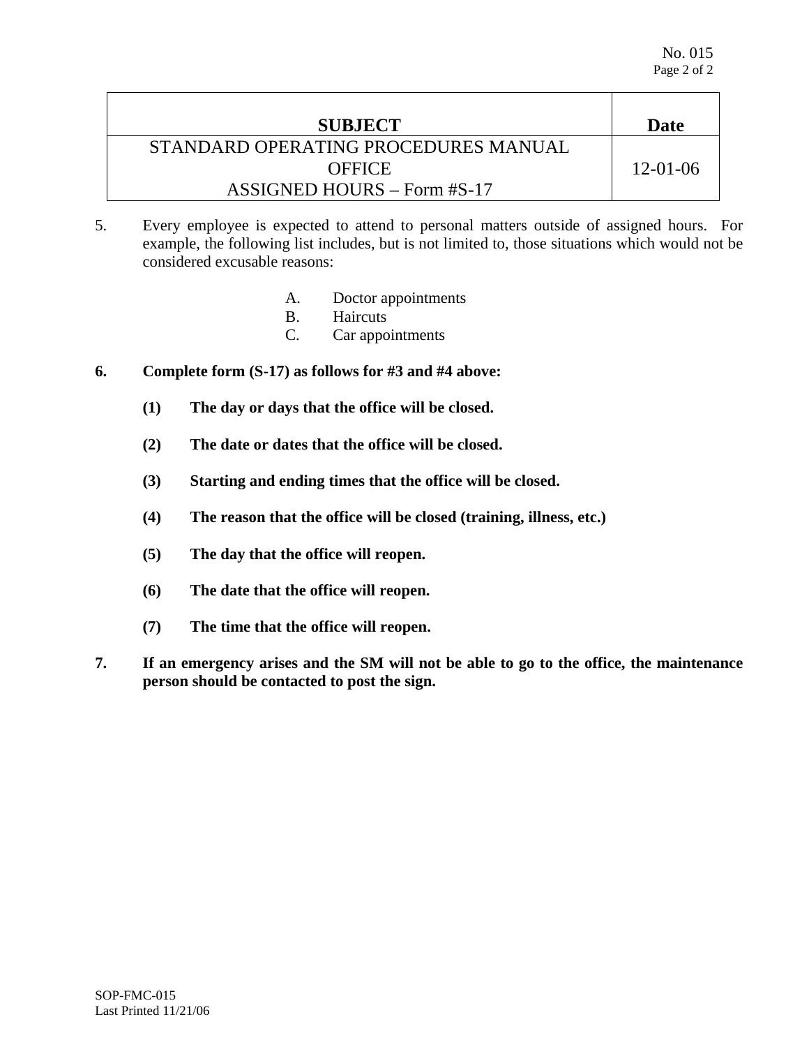| SUBJECT | Date |
|---|---|
| STANDARD OPERATING PROCEDURES MANUAL<br>OFFICE<br>ASSIGNED HOURS – Form #S-17 | 12-01-06 |

5. Every employee is expected to attend to personal matters outside of assigned hours. For example, the following list includes, but is not limited to, those situations which would not be considered excusable reasons:

   A. Doctor appointments
   B. Haircuts
   C. Car appointments

**6. Complete form (S-17) as follows for #3 and #4 above:**

   **(1) The day or days that the office will be closed.**

   **(2) The date or dates that the office will be closed.**

   **(3) Starting and ending times that the office will be closed.**

   **(4) The reason that the office will be closed (training, illness, etc.)**

   **(5) The day that the office will reopen.**

   **(6) The date that the office will reopen.**

   **(7) The time that the office will reopen.**

**7. If an emergency arises and the SM will not be able to go to the office, the maintenance person should be contacted to post the sign.**